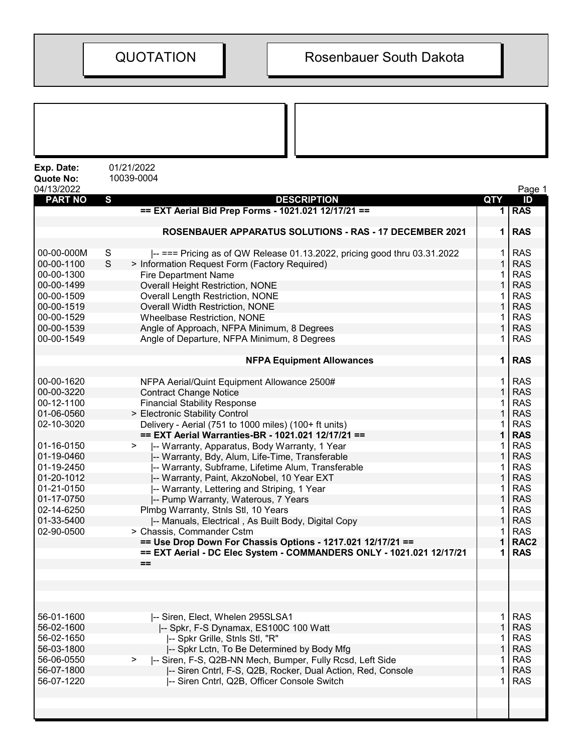# QUOTATION

# Rosenbauer South Dakota

**Exp. Date:** 01/21/2022
**Quote No:** 10039-0004
04/13/2022

| PART NO | S | DESCRIPTION | QTY | ID |
|---|---|---|---|---|
| | | **== EXT Aerial Bid Prep Forms - 1021.021 12/17/21 ==** | **1** | **RAS** |
| | | **ROSENBAUER APPARATUS SOLUTIONS - RAS - 17 DECEMBER 2021** | **1** | **RAS** |
| 00-00-000M | S | \|-- === Pricing as of QW Release 01.13.2022, pricing good thru 03.31.2022 | 1 | RAS |
| 00-00-1100 | S | > Information Request Form (Factory Required) | 1 | RAS |
| 00-00-1300 | | Fire Department Name | 1 | RAS |
| 00-00-1499 | | Overall Height Restriction, NONE | 1 | RAS |
| 00-00-1509 | | Overall Length Restriction, NONE | 1 | RAS |
| 00-00-1519 | | Overall Width Restriction, NONE | 1 | RAS |
| 00-00-1529 | | Wheelbase Restriction, NONE | 1 | RAS |
| 00-00-1539 | | Angle of Approach, NFPA Minimum, 8 Degrees | 1 | RAS |
| 00-00-1549 | | Angle of Departure, NFPA Minimum, 8 Degrees | 1 | RAS |
| | | **NFPA Equipment Allowances** | **1** | **RAS** |
| 00-00-1620 | | NFPA Aerial/Quint Equipment Allowance 2500# | 1 | RAS |
| 00-00-3220 | | Contract Change Notice | 1 | RAS |
| 00-12-1100 | | Financial Stability Response | 1 | RAS |
| 01-06-0560 | | > Electronic Stability Control | 1 | RAS |
| 02-10-3020 | | Delivery - Aerial (751 to 1000 miles) (100+ ft units) | 1 | RAS |
| | | **== EXT Aerial Warranties-BR - 1021.021 12/17/21 ==** | **1** | **RAS** |
| 01-16-0150 | | > \|-- Warranty, Apparatus, Body Warranty, 1 Year | 1 | RAS |
| 01-19-0460 | | \|-- Warranty, Bdy, Alum, Life-Time, Transferable | 1 | RAS |
| 01-19-2450 | | \|-- Warranty, Subframe, Lifetime Alum, Transferable | 1 | RAS |
| 01-20-1012 | | \|-- Warranty, Paint, AkzoNobel, 10 Year EXT | 1 | RAS |
| 01-21-0150 | | \|-- Warranty, Lettering and Striping, 1 Year | 1 | RAS |
| 01-17-0750 | | \|-- Pump Warranty, Waterous, 7 Years | 1 | RAS |
| 02-14-6250 | | Plmbg Warranty, Stnls Stl, 10 Years | 1 | RAS |
| 01-33-5400 | | \|-- Manuals, Electrical , As Built Body, Digital Copy | 1 | RAS |
| 02-90-0500 | | > Chassis, Commander Cstm | 1 | RAS |
| | | **== Use Drop Down For Chassis Options - 1217.021 12/17/21 ==** | **1** | **RAC2** |
| | | **== EXT Aerial - DC Elec System - COMMANDERS ONLY - 1021.021 12/17/21 ==** | **1** | **RAS** |
| 56-01-1600 | | \|-- Siren, Elect, Whelen 295SLSA1 | 1 | RAS |
| 56-02-1600 | | \|-- Spkr, F-S Dynamax, ES100C 100 Watt | 1 | RAS |
| 56-02-1650 | | \|-- Spkr Grille, Stnls Stl, "R" | 1 | RAS |
| 56-03-1800 | | \|-- Spkr Lctn, To Be Determined by Body Mfg | 1 | RAS |
| 56-06-0550 | | > \|-- Siren, F-S, Q2B-NN Mech, Bumper, Fully Rcsd, Left Side | 1 | RAS |
| 56-07-1800 | | \|-- Siren Cntrl, F-S, Q2B, Rocker, Dual Action, Red, Console | 1 | RAS |
| 56-07-1220 | | \|-- Siren Cntrl, Q2B, Officer Console Switch | 1 | RAS |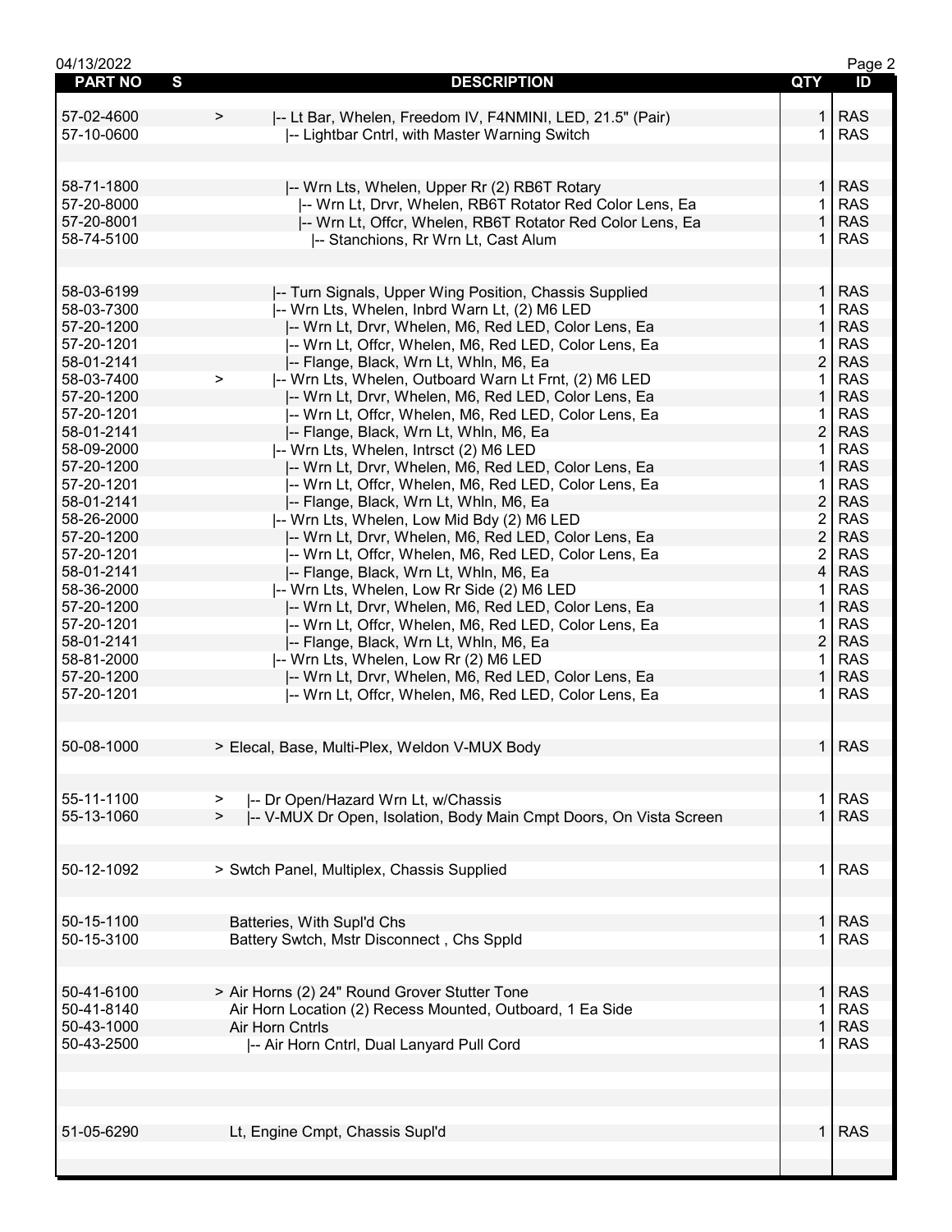| PART NO | S | DESCRIPTION | QTY | ID |
|---|---|---|---|---|
| 57-02-4600 | > | \|-- Lt Bar, Whelen, Freedom IV, F4NMINI, LED, 21.5" (Pair) | 1 | RAS |
| 57-10-0600 | | \|-- Lightbar Cntrl, with Master Warning Switch | 1 | RAS |
| | | | | |
| 58-71-1800 | | \|-- Wrn Lts, Whelen, Upper Rr (2) RB6T Rotary | 1 | RAS |
| 57-20-8000 | | \|-- Wrn Lt, Drvr, Whelen, RB6T Rotator Red Color Lens, Ea | 1 | RAS |
| 57-20-8001 | | \|-- Wrn Lt, Offcr, Whelen, RB6T Rotator Red Color Lens, Ea | 1 | RAS |
| 58-74-5100 | | \|-- Stanchions, Rr Wrn Lt, Cast Alum | 1 | RAS |
| | | | | |
| 58-03-6199 | | \|-- Turn Signals, Upper Wing Position, Chassis Supplied | 1 | RAS |
| 58-03-7300 | | \|-- Wrn Lts, Whelen, Inbrd Warn Lt, (2) M6 LED | 1 | RAS |
| 57-20-1200 | | \|-- Wrn Lt, Drvr, Whelen, M6, Red LED, Color Lens, Ea | 1 | RAS |
| 57-20-1201 | | \|-- Wrn Lt, Offcr, Whelen, M6, Red LED, Color Lens, Ea | 1 | RAS |
| 58-01-2141 | | \|-- Flange, Black, Wrn Lt, Whln, M6, Ea | 2 | RAS |
| 58-03-7400 | > | \|-- Wrn Lts, Whelen, Outboard Warn Lt Frnt, (2) M6 LED | 1 | RAS |
| 57-20-1200 | | \|-- Wrn Lt, Drvr, Whelen, M6, Red LED, Color Lens, Ea | 1 | RAS |
| 57-20-1201 | | \|-- Wrn Lt, Offcr, Whelen, M6, Red LED, Color Lens, Ea | 1 | RAS |
| 58-01-2141 | | \|-- Flange, Black, Wrn Lt, Whln, M6, Ea | 2 | RAS |
| 58-09-2000 | | \|-- Wrn Lts, Whelen, Intrsct (2) M6 LED | 1 | RAS |
| 57-20-1200 | | \|-- Wrn Lt, Drvr, Whelen, M6, Red LED, Color Lens, Ea | 1 | RAS |
| 57-20-1201 | | \|-- Wrn Lt, Offcr, Whelen, M6, Red LED, Color Lens, Ea | 1 | RAS |
| 58-01-2141 | | \|-- Flange, Black, Wrn Lt, Whln, M6, Ea | 2 | RAS |
| 58-26-2000 | | \|-- Wrn Lts, Whelen, Low Mid Bdy (2) M6 LED | 2 | RAS |
| 57-20-1200 | | \|-- Wrn Lt, Drvr, Whelen, M6, Red LED, Color Lens, Ea | 2 | RAS |
| 57-20-1201 | | \|-- Wrn Lt, Offcr, Whelen, M6, Red LED, Color Lens, Ea | 2 | RAS |
| 58-01-2141 | | \|-- Flange, Black, Wrn Lt, Whln, M6, Ea | 4 | RAS |
| 58-36-2000 | | \|-- Wrn Lts, Whelen, Low Rr Side (2) M6 LED | 1 | RAS |
| 57-20-1200 | | \|-- Wrn Lt, Drvr, Whelen, M6, Red LED, Color Lens, Ea | 1 | RAS |
| 57-20-1201 | | \|-- Wrn Lt, Offcr, Whelen, M6, Red LED, Color Lens, Ea | 1 | RAS |
| 58-01-2141 | | \|-- Flange, Black, Wrn Lt, Whln, M6, Ea | 2 | RAS |
| 58-81-2000 | | \|-- Wrn Lts, Whelen, Low Rr (2) M6 LED | 1 | RAS |
| 57-20-1200 | | \|-- Wrn Lt, Drvr, Whelen, M6, Red LED, Color Lens, Ea | 1 | RAS |
| 57-20-1201 | | \|-- Wrn Lt, Offcr, Whelen, M6, Red LED, Color Lens, Ea | 1 | RAS |
| | | | | |
| 50-08-1000 | | > Elecal, Base, Multi-Plex, Weldon V-MUX Body | 1 | RAS |
| | | | | |
| 55-11-1100 | > | \|-- Dr Open/Hazard Wrn Lt, w/Chassis | 1 | RAS |
| 55-13-1060 | > | \|-- V-MUX Dr Open, Isolation, Body Main Cmpt Doors, On Vista Screen | 1 | RAS |
| | | | | |
| 50-12-1092 | | > Swtch Panel, Multiplex, Chassis Supplied | 1 | RAS |
| | | | | |
| 50-15-1100 | | Batteries, With Supl'd Chs | 1 | RAS |
| 50-15-3100 | | Battery Swtch, Mstr Disconnect , Chs Sppld | 1 | RAS |
| | | | | |
| 50-41-6100 | | > Air Horns (2) 24" Round Grover Stutter Tone | 1 | RAS |
| 50-41-8140 | | Air Horn Location (2) Recess Mounted, Outboard, 1 Ea Side | 1 | RAS |
| 50-43-1000 | | Air Horn Cntrls | 1 | RAS |
| 50-43-2500 | | \|-- Air Horn Cntrl, Dual Lanyard Pull Cord | 1 | RAS |
| | | | | |
| 51-05-6290 | | Lt, Engine Cmpt, Chassis Supl'd | 1 | RAS |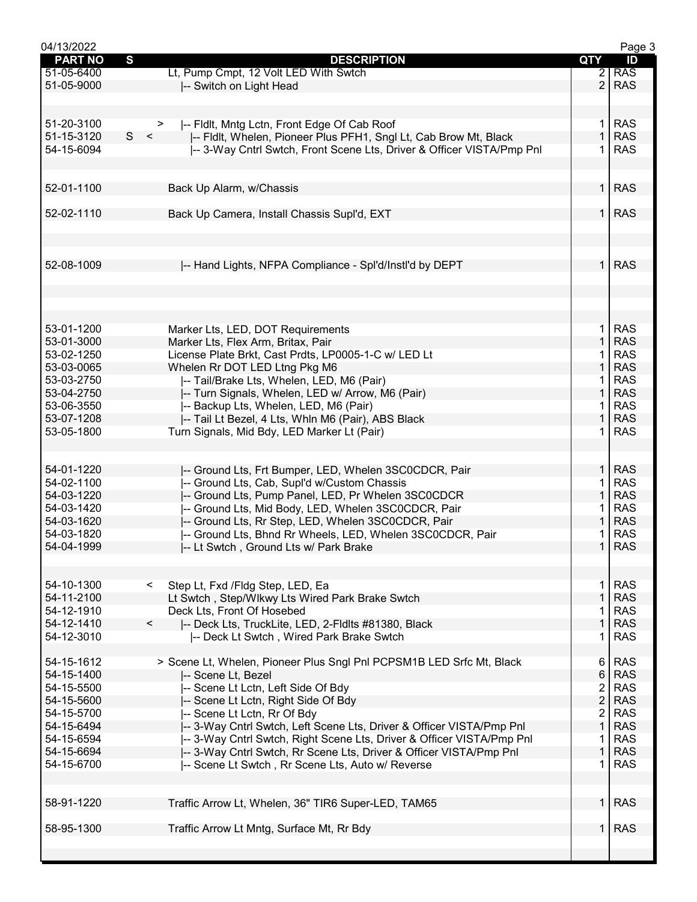| PART NO | S | DESCRIPTION | QTY | ID |
|---|---|---|---|---|
| 51-05-6400 | | Lt, Pump Cmpt, 12 Volt LED With Swtch | 2 | RAS |
| 51-05-9000 | | \|-- Switch on Light Head | 2 | RAS |
| | | | | |
| 51-20-3100 | > | \|-- Fldlt, Mntg Lctn, Front Edge Of Cab Roof | 1 | RAS |
| 51-15-3120 | S < | \|-- Fldlt, Whelen, Pioneer Plus PFH1, Sngl Lt, Cab Brow Mt, Black | 1 | RAS |
| 54-15-6094 | | \|-- 3-Way Cntrl Swtch, Front Scene Lts, Driver & Officer VISTA/Pmp Pnl | 1 | RAS |
| | | | | |
| 52-01-1100 | | Back Up Alarm, w/Chassis | 1 | RAS |
| | | | | |
| 52-02-1110 | | Back Up Camera, Install Chassis Supl'd, EXT | 1 | RAS |
| | | | | |
| 52-08-1009 | | \|-- Hand Lights, NFPA Compliance - Spl'd/Instl'd by DEPT | 1 | RAS |
| | | | | |
| 53-01-1200 | | Marker Lts, LED, DOT Requirements | 1 | RAS |
| 53-01-3000 | | Marker Lts, Flex Arm, Britax, Pair | 1 | RAS |
| 53-02-1250 | | License Plate Brkt, Cast Prdts, LP0005-1-C w/ LED Lt | 1 | RAS |
| 53-03-0065 | | Whelen Rr DOT LED Ltng Pkg M6 | 1 | RAS |
| 53-03-2750 | | \|-- Tail/Brake Lts, Whelen, LED, M6 (Pair) | 1 | RAS |
| 53-04-2750 | | \|-- Turn Signals, Whelen, LED w/ Arrow, M6 (Pair) | 1 | RAS |
| 53-06-3550 | | \|-- Backup Lts, Whelen, LED, M6 (Pair) | 1 | RAS |
| 53-07-1208 | | \|-- Tail Lt Bezel, 4 Lts, Whln M6 (Pair), ABS Black | 1 | RAS |
| 53-05-1800 | | Turn Signals, Mid Bdy, LED Marker Lt (Pair) | 1 | RAS |
| | | | | |
| 54-01-1220 | | \|-- Ground Lts, Frt Bumper, LED, Whelen 3SC0CDCR, Pair | 1 | RAS |
| 54-02-1100 | | \|-- Ground Lts, Cab, Supl'd w/Custom Chassis | 1 | RAS |
| 54-03-1220 | | \|-- Ground Lts, Pump Panel, LED, Pr Whelen 3SC0CDCR | 1 | RAS |
| 54-03-1420 | | \|-- Ground Lts, Mid Body, LED, Whelen 3SC0CDCR, Pair | 1 | RAS |
| 54-03-1620 | | \|-- Ground Lts, Rr Step, LED, Whelen 3SC0CDCR, Pair | 1 | RAS |
| 54-03-1820 | | \|-- Ground Lts, Bhnd Rr Wheels, LED, Whelen 3SC0CDCR, Pair | 1 | RAS |
| 54-04-1999 | | \|-- Lt Swtch , Ground Lts w/ Park Brake | 1 | RAS |
| | | | | |
| 54-10-1300 | < | Step Lt, Fxd /Fldg Step, LED, Ea | 1 | RAS |
| 54-11-2100 | | Lt Swtch , Step/Wlkwy Lts Wired Park Brake Swtch | 1 | RAS |
| 54-12-1910 | | Deck Lts, Front Of Hosebed | 1 | RAS |
| 54-12-1410 | < | \|-- Deck Lts, TruckLite, LED, 2-Fldlts #81380, Black | 1 | RAS |
| 54-12-3010 | | \|-- Deck Lt Swtch , Wired Park Brake Swtch | 1 | RAS |
| | | | | |
| 54-15-1612 | | > Scene Lt, Whelen, Pioneer Plus Sngl Pnl PCPSM1B LED Srfc Mt, Black | 6 | RAS |
| 54-15-1400 | | \|-- Scene Lt, Bezel | 6 | RAS |
| 54-15-5500 | | \|-- Scene Lt Lctn, Left Side Of Bdy | 2 | RAS |
| 54-15-5600 | | \|-- Scene Lt Lctn, Right Side Of Bdy | 2 | RAS |
| 54-15-5700 | | \|-- Scene Lt Lctn, Rr Of Bdy | 2 | RAS |
| 54-15-6494 | | \|-- 3-Way Cntrl Swtch, Left Scene Lts, Driver & Officer VISTA/Pmp Pnl | 1 | RAS |
| 54-15-6594 | | \|-- 3-Way Cntrl Swtch, Right Scene Lts, Driver & Officer VISTA/Pmp Pnl | 1 | RAS |
| 54-15-6694 | | \|-- 3-Way Cntrl Swtch, Rr Scene Lts, Driver & Officer VISTA/Pmp Pnl | 1 | RAS |
| 54-15-6700 | | \|-- Scene Lt Swtch , Rr Scene Lts, Auto w/ Reverse | 1 | RAS |
| | | | | |
| 58-91-1220 | | Traffic Arrow Lt, Whelen, 36" TIR6 Super-LED, TAM65 | 1 | RAS |
| | | | | |
| 58-95-1300 | | Traffic Arrow Lt Mntg, Surface Mt, Rr Bdy | 1 | RAS |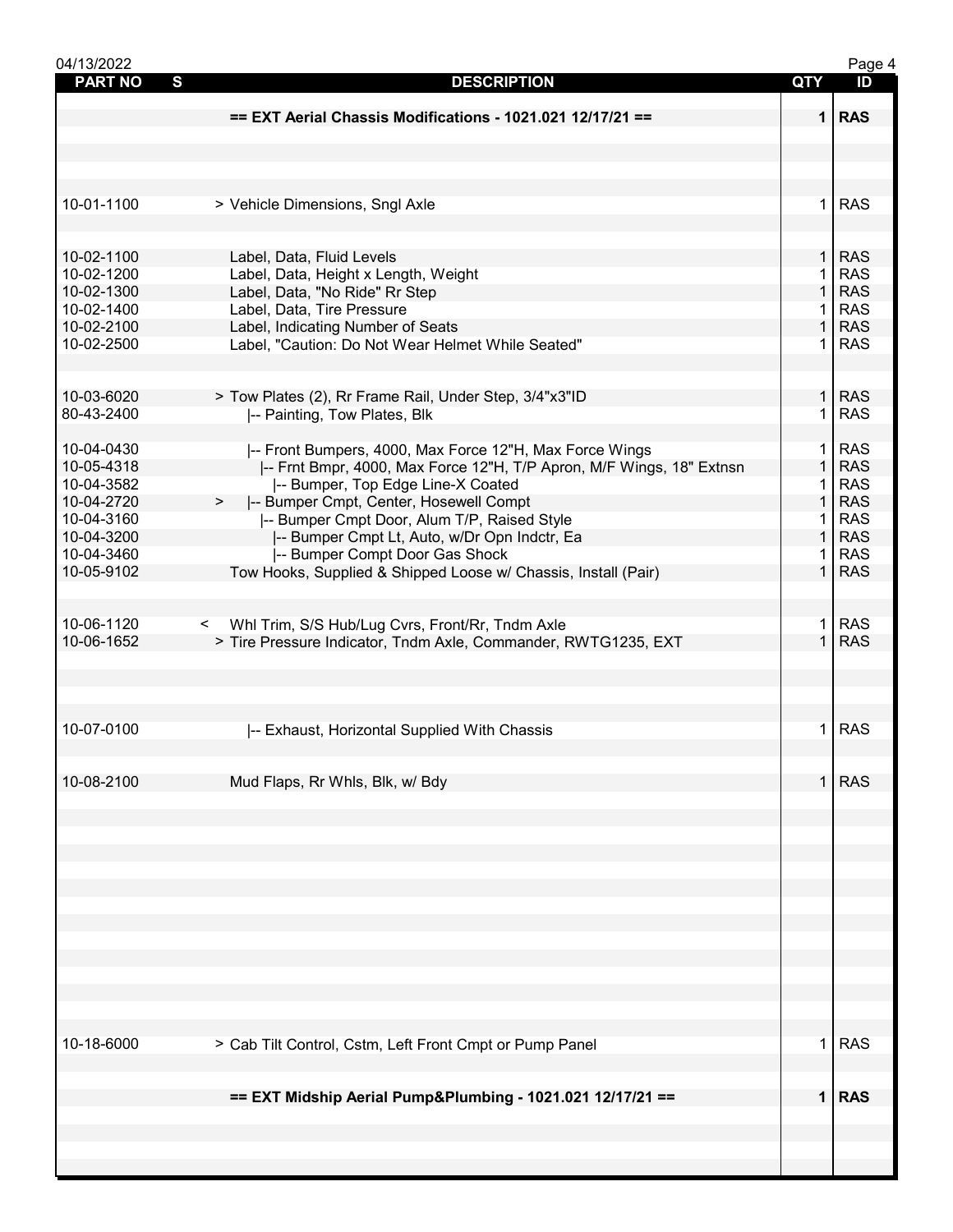| PART NO | S | DESCRIPTION | QTY | ID |
|---|---|---|---|---|
| | | **== EXT Aerial Chassis Modifications - 1021.021 12/17/21 ==** | **1** | **RAS** |
| 10-01-1100 | | > Vehicle Dimensions, Sngl Axle | 1 | RAS |
| 10-02-1100 | | Label, Data, Fluid Levels | 1 | RAS |
| 10-02-1200 | | Label, Data, Height x Length, Weight | 1 | RAS |
| 10-02-1300 | | Label, Data, "No Ride" Rr Step | 1 | RAS |
| 10-02-1400 | | Label, Data, Tire Pressure | 1 | RAS |
| 10-02-2100 | | Label, Indicating Number of Seats | 1 | RAS |
| 10-02-2500 | | Label, "Caution: Do Not Wear Helmet While Seated" | 1 | RAS |
| 10-03-6020 | | > Tow Plates (2), Rr Frame Rail, Under Step, 3/4"x3"ID | 1 | RAS |
| 80-43-2400 | | \|-- Painting, Tow Plates, Blk | 1 | RAS |
| 10-04-0430 | | \|-- Front Bumpers, 4000, Max Force 12"H, Max Force Wings | 1 | RAS |
| 10-05-4318 | | \|-- Frnt Bmpr, 4000, Max Force 12"H, T/P Apron, M/F Wings, 18" Extnsn | 1 | RAS |
| 10-04-3582 | | \|-- Bumper, Top Edge Line-X Coated | 1 | RAS |
| 10-04-2720 | > | \|-- Bumper Cmpt, Center, Hosewell Compt | 1 | RAS |
| 10-04-3160 | | \|-- Bumper Cmpt Door, Alum T/P, Raised Style | 1 | RAS |
| 10-04-3200 | | \|-- Bumper Cmpt Lt, Auto, w/Dr Opn Indctr, Ea | 1 | RAS |
| 10-04-3460 | | \|-- Bumper Compt Door Gas Shock | 1 | RAS |
| 10-05-9102 | | Tow Hooks, Supplied & Shipped Loose w/ Chassis, Install (Pair) | 1 | RAS |
| 10-06-1120 | < | Whl Trim, S/S Hub/Lug Cvrs, Front/Rr, Tndm Axle | 1 | RAS |
| 10-06-1652 | | > Tire Pressure Indicator, Tndm Axle, Commander, RWTG1235, EXT | 1 | RAS |
| 10-07-0100 | | \|-- Exhaust, Horizontal Supplied With Chassis | 1 | RAS |
| 10-08-2100 | | Mud Flaps, Rr Whls, Blk, w/ Bdy | 1 | RAS |
| 10-18-6000 | | > Cab Tilt Control, Cstm, Left Front Cmpt or Pump Panel | 1 | RAS |
| | | **== EXT Midship Aerial Pump&Plumbing - 1021.021 12/17/21 ==** | **1** | **RAS** |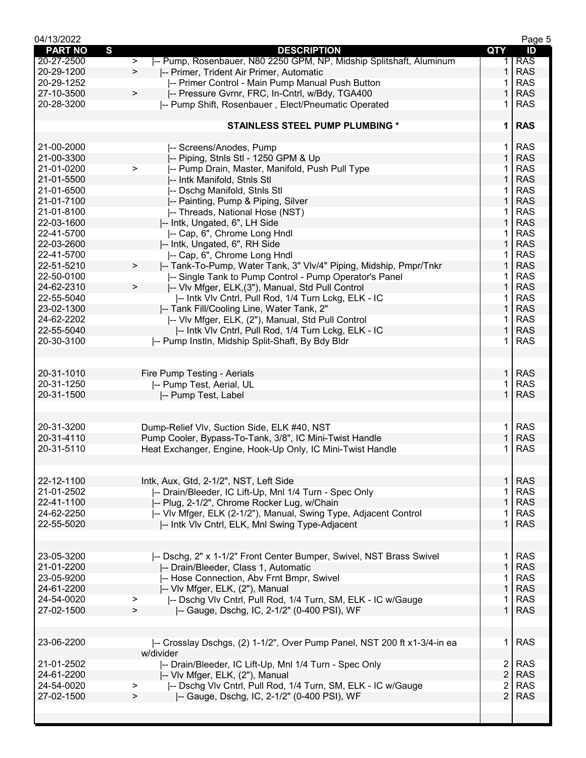| PART NO | S | DESCRIPTION | QTY | ID |
|---|---|---|---|---|
| 20-27-2500 | > | \|-- Pump, Rosenbauer, N80 2250 GPM, NP, Midship Splitshaft, Aluminum | 1 | RAS |
| 20-29-1200 | > | \|-- Primer, Trident Air Primer, Automatic | 1 | RAS |
| 20-29-1252 | | \|-- Primer Control - Main Pump Manual Push Button | 1 | RAS |
| 27-10-3500 | > | \|-- Pressure Gvrnr, FRC, In-Cntrl, w/Bdy, TGA400 | 1 | RAS |
| 20-28-3200 | | \|-- Pump Shift, Rosenbauer , Elect/Pneumatic Operated | 1 | RAS |
| | | | | |
| | | **STAINLESS STEEL PUMP PLUMBING *** | **1** | **RAS** |
| | | | | |
| 21-00-2000 | | \|-- Screens/Anodes, Pump | 1 | RAS |
| 21-00-3300 | | \|-- Piping, Stnls Stl - 1250 GPM & Up | 1 | RAS |
| 21-01-0200 | > | \|-- Pump Drain, Master, Manifold, Push Pull Type | 1 | RAS |
| 21-01-5500 | | \|-- Intk Manifold, Stnls Stl | 1 | RAS |
| 21-01-6500 | | \|-- Dschg Manifold, Stnls Stl | 1 | RAS |
| 21-01-7100 | | \|-- Painting, Pump & Piping, Silver | 1 | RAS |
| 21-01-8100 | | \|-- Threads, National Hose (NST) | 1 | RAS |
| 22-03-1600 | | \|-- Intk, Ungated, 6", LH Side | 1 | RAS |
| 22-41-5700 | | \|-- Cap, 6", Chrome Long Hndl | 1 | RAS |
| 22-03-2600 | | \|-- Intk, Ungated, 6", RH Side | 1 | RAS |
| 22-41-5700 | | \|-- Cap, 6", Chrome Long Hndl | 1 | RAS |
| 22-51-5210 | > | \|-- Tank-To-Pump, Water Tank, 3" Vlv/4" Piping, Midship, Pmpr/Tnkr | 1 | RAS |
| 22-50-0100 | | \|-- Single Tank to Pump Control - Pump Operator's Panel | 1 | RAS |
| 24-62-2310 | > | \|-- Vlv Mfger, ELK,(3"), Manual, Std Pull Control | 1 | RAS |
| 22-55-5040 | | \|-- Intk Vlv Cntrl, Pull Rod, 1/4 Turn Lckg, ELK - IC | 1 | RAS |
| 23-02-1300 | | \|-- Tank Fill/Cooling Line, Water Tank, 2" | 1 | RAS |
| 24-62-2202 | | \|-- Vlv Mfger, ELK, (2"), Manual, Std Pull Control | 1 | RAS |
| 22-55-5040 | | \|-- Intk Vlv Cntrl, Pull Rod, 1/4 Turn Lckg, ELK - IC | 1 | RAS |
| 20-30-3100 | | \|-- Pump Instln, Midship Split-Shaft, By Bdy Bldr | 1 | RAS |
| | | | | |
| 20-31-1010 | | Fire Pump Testing - Aerials | 1 | RAS |
| 20-31-1250 | | \|-- Pump Test, Aerial, UL | 1 | RAS |
| 20-31-1500 | | \|-- Pump Test, Label | 1 | RAS |
| | | | | |
| 20-31-3200 | | Dump-Relief Vlv, Suction Side, ELK #40, NST | 1 | RAS |
| 20-31-4110 | | Pump Cooler, Bypass-To-Tank, 3/8", IC Mini-Twist Handle | 1 | RAS |
| 20-31-5110 | | Heat Exchanger, Engine, Hook-Up Only, IC Mini-Twist Handle | 1 | RAS |
| | | | | |
| 22-12-1100 | | Intk, Aux, Gtd, 2-1/2", NST, Left Side | 1 | RAS |
| 21-01-2502 | | \|-- Drain/Bleeder, IC Lift-Up, Mnl 1/4 Turn - Spec Only | 1 | RAS |
| 22-41-1100 | | \|-- Plug, 2-1/2", Chrome Rocker Lug, w/Chain | 1 | RAS |
| 24-62-2250 | | \|-- Vlv Mfger, ELK (2-1/2"), Manual, Swing Type, Adjacent Control | 1 | RAS |
| 22-55-5020 | | \|-- Intk Vlv Cntrl, ELK, Mnl Swing Type-Adjacent | 1 | RAS |
| | | | | |
| 23-05-3200 | | \|-- Dschg, 2" x 1-1/2" Front Center Bumper, Swivel, NST Brass Swivel | 1 | RAS |
| 21-01-2200 | | \|-- Drain/Bleeder, Class 1, Automatic | 1 | RAS |
| 23-05-9200 | | \|-- Hose Connection, Abv Frnt Bmpr, Swivel | 1 | RAS |
| 24-61-2200 | | \|-- Vlv Mfger, ELK, (2"), Manual | 1 | RAS |
| 24-54-0020 | > | \|-- Dschg Vlv Cntrl, Pull Rod, 1/4 Turn, SM, ELK - IC w/Gauge | 1 | RAS |
| 27-02-1500 | > | \|-- Gauge, Dschg, IC, 2-1/2" (0-400 PSI), WF | 1 | RAS |
| | | | | |
| 23-06-2200 | | \|-- Crosslay Dschgs, (2) 1-1/2", Over Pump Panel, NST 200 ft x1-3/4-in ea w/divider | 1 | RAS |
| 21-01-2502 | | \|-- Drain/Bleeder, IC Lift-Up, Mnl 1/4 Turn - Spec Only | 2 | RAS |
| 24-61-2200 | | \|-- Vlv Mfger, ELK, (2"), Manual | 2 | RAS |
| 24-54-0020 | > | \|-- Dschg Vlv Cntrl, Pull Rod, 1/4 Turn, SM, ELK - IC w/Gauge | 2 | RAS |
| 27-02-1500 | > | \|-- Gauge, Dschg, IC, 2-1/2" (0-400 PSI), WF | 2 | RAS |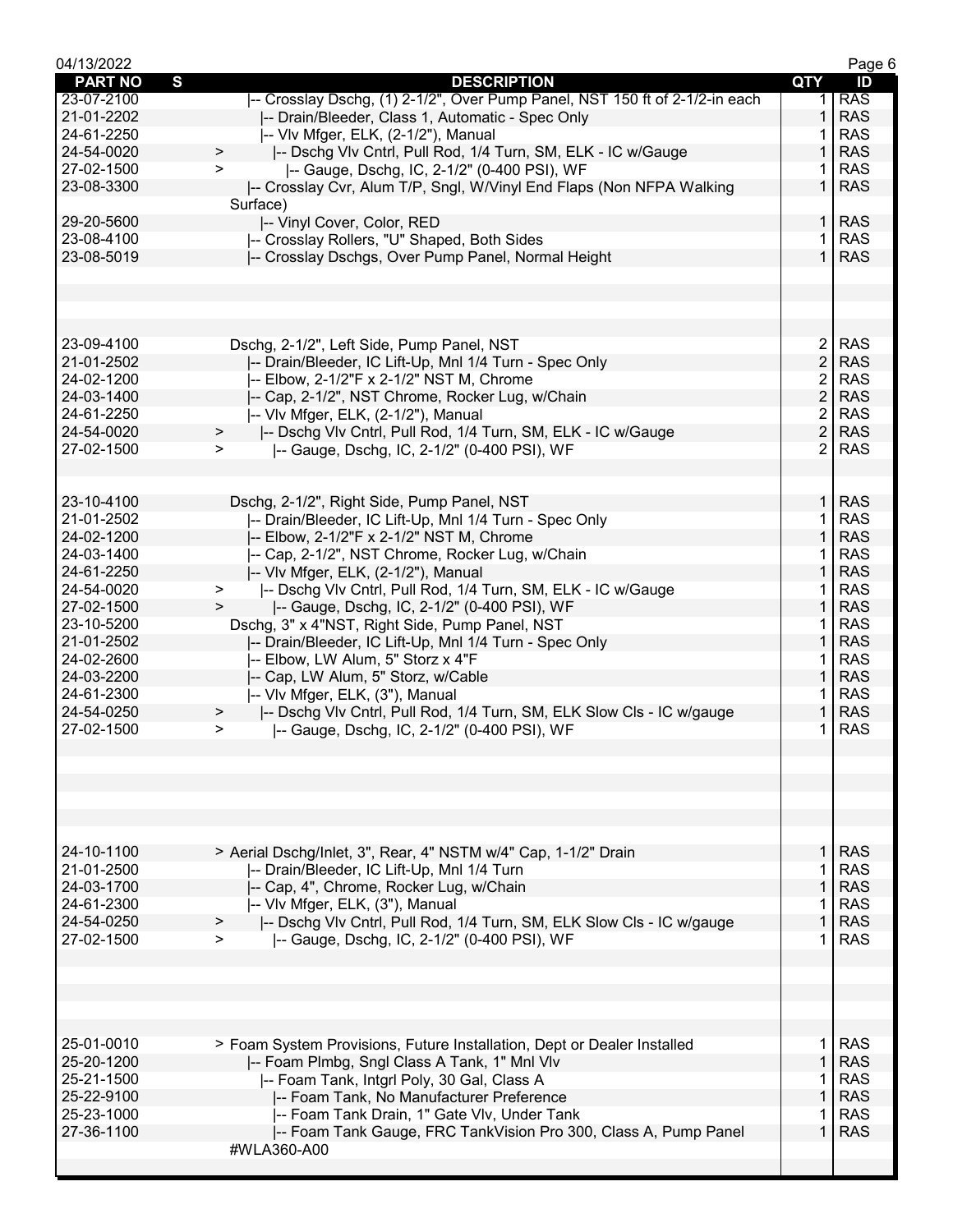| PART NO | S | DESCRIPTION | QTY | ID |
|---|---|---|---|---|
| 23-07-2100 | | \|-- Crosslay Dschg, (1) 2-1/2", Over Pump Panel, NST 150 ft of 2-1/2-in each | 1 | RAS |
| 21-01-2202 | | \|-- Drain/Bleeder, Class 1, Automatic - Spec Only | 1 | RAS |
| 24-61-2250 | | \|-- Vlv Mfger, ELK, (2-1/2"), Manual | 1 | RAS |
| 24-54-0020 | > | \|-- Dschg Vlv Cntrl, Pull Rod, 1/4 Turn, SM, ELK - IC w/Gauge | 1 | RAS |
| 27-02-1500 | > | \|-- Gauge, Dschg, IC, 2-1/2" (0-400 PSI), WF | 1 | RAS |
| 23-08-3300 | | \|-- Crosslay Cvr, Alum T/P, Sngl, W/Vinyl End Flaps (Non NFPA Walking Surface) | 1 | RAS |
| 29-20-5600 | | \|-- Vinyl Cover, Color, RED | 1 | RAS |
| 23-08-4100 | | \|-- Crosslay Rollers, "U" Shaped, Both Sides | 1 | RAS |
| 23-08-5019 | | \|-- Crosslay Dschgs, Over Pump Panel, Normal Height | 1 | RAS |
| | | | | |
| 23-09-4100 | | Dschg, 2-1/2", Left Side, Pump Panel, NST | 2 | RAS |
| 21-01-2502 | | \|-- Drain/Bleeder, IC Lift-Up, Mnl 1/4 Turn - Spec Only | 2 | RAS |
| 24-02-1200 | | \|-- Elbow, 2-1/2"F x 2-1/2" NST M, Chrome | 2 | RAS |
| 24-03-1400 | | \|-- Cap, 2-1/2", NST Chrome, Rocker Lug, w/Chain | 2 | RAS |
| 24-61-2250 | | \|-- Vlv Mfger, ELK, (2-1/2"), Manual | 2 | RAS |
| 24-54-0020 | > | \|-- Dschg Vlv Cntrl, Pull Rod, 1/4 Turn, SM, ELK - IC w/Gauge | 2 | RAS |
| 27-02-1500 | > | \|-- Gauge, Dschg, IC, 2-1/2" (0-400 PSI), WF | 2 | RAS |
| | | | | |
| 23-10-4100 | | Dschg, 2-1/2", Right Side, Pump Panel, NST | 1 | RAS |
| 21-01-2502 | | \|-- Drain/Bleeder, IC Lift-Up, Mnl 1/4 Turn - Spec Only | 1 | RAS |
| 24-02-1200 | | \|-- Elbow, 2-1/2"F x 2-1/2" NST M, Chrome | 1 | RAS |
| 24-03-1400 | | \|-- Cap, 2-1/2", NST Chrome, Rocker Lug, w/Chain | 1 | RAS |
| 24-61-2250 | | \|-- Vlv Mfger, ELK, (2-1/2"), Manual | 1 | RAS |
| 24-54-0020 | > | \|-- Dschg Vlv Cntrl, Pull Rod, 1/4 Turn, SM, ELK - IC w/Gauge | 1 | RAS |
| 27-02-1500 | > | \|-- Gauge, Dschg, IC, 2-1/2" (0-400 PSI), WF | 1 | RAS |
| 23-10-5200 | | Dschg, 3" x 4"NST, Right Side, Pump Panel, NST | 1 | RAS |
| 21-01-2502 | | \|-- Drain/Bleeder, IC Lift-Up, Mnl 1/4 Turn - Spec Only | 1 | RAS |
| 24-02-2600 | | \|-- Elbow, LW Alum, 5" Storz x 4"F | 1 | RAS |
| 24-03-2200 | | \|-- Cap, LW Alum, 5" Storz, w/Cable | 1 | RAS |
| 24-61-2300 | | \|-- Vlv Mfger, ELK, (3"), Manual | 1 | RAS |
| 24-54-0250 | > | \|-- Dschg Vlv Cntrl, Pull Rod, 1/4 Turn, SM, ELK Slow Cls - IC w/gauge | 1 | RAS |
| 27-02-1500 | > | \|-- Gauge, Dschg, IC, 2-1/2" (0-400 PSI), WF | 1 | RAS |
| | | | | |
| 24-10-1100 | | > Aerial Dschg/Inlet, 3", Rear, 4" NSTM w/4" Cap, 1-1/2" Drain | 1 | RAS |
| 21-01-2500 | | \|-- Drain/Bleeder, IC Lift-Up, Mnl 1/4 Turn | 1 | RAS |
| 24-03-1700 | | \|-- Cap, 4", Chrome, Rocker Lug, w/Chain | 1 | RAS |
| 24-61-2300 | | \|-- Vlv Mfger, ELK, (3"), Manual | 1 | RAS |
| 24-54-0250 | > | \|-- Dschg Vlv Cntrl, Pull Rod, 1/4 Turn, SM, ELK Slow Cls - IC w/gauge | 1 | RAS |
| 27-02-1500 | > | \|-- Gauge, Dschg, IC, 2-1/2" (0-400 PSI), WF | 1 | RAS |
| | | | | |
| 25-01-0010 | | > Foam System Provisions, Future Installation, Dept or Dealer Installed | 1 | RAS |
| 25-20-1200 | | \|-- Foam Plmbg, Sngl Class A Tank, 1" Mnl Vlv | 1 | RAS |
| 25-21-1500 | | \|-- Foam Tank, Intgrl Poly, 30 Gal, Class A | 1 | RAS |
| 25-22-9100 | | \|-- Foam Tank, No Manufacturer Preference | 1 | RAS |
| 25-23-1000 | | \|-- Foam Tank Drain, 1" Gate Vlv, Under Tank | 1 | RAS |
| 27-36-1100 | | \|-- Foam Tank Gauge, FRC TankVision Pro 300, Class A, Pump Panel #WLA360-A00 | 1 | RAS |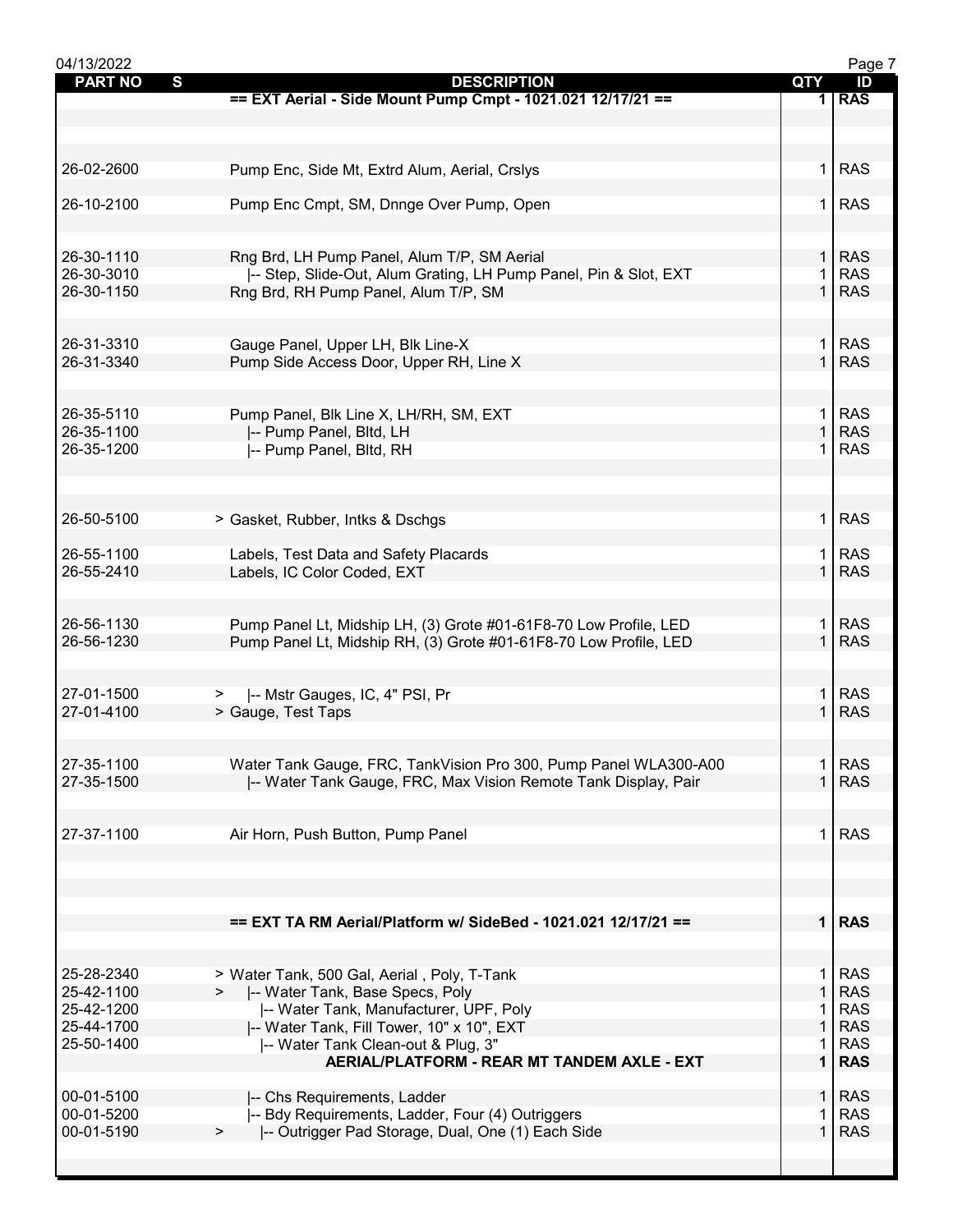| PART NO | S | DESCRIPTION | QTY | ID |
|---|---|---|---|---|
| | | **== EXT Aerial - Side Mount Pump Cmpt - 1021.021 12/17/21 ==** | **1** | **RAS** |
| 26-02-2600 | | Pump Enc, Side Mt, Extrd Alum, Aerial, Crslys | 1 | RAS |
| 26-10-2100 | | Pump Enc Cmpt, SM, Dnnge Over Pump, Open | 1 | RAS |
| 26-30-1110 | | Rng Brd, LH Pump Panel, Alum T/P, SM Aerial | 1 | RAS |
| 26-30-3010 | | \|-- Step, Slide-Out, Alum Grating, LH Pump Panel, Pin & Slot, EXT | 1 | RAS |
| 26-30-1150 | | Rng Brd, RH Pump Panel, Alum T/P, SM | 1 | RAS |
| 26-31-3310 | | Gauge Panel, Upper LH, Blk Line-X | 1 | RAS |
| 26-31-3340 | | Pump Side Access Door, Upper RH, Line X | 1 | RAS |
| 26-35-5110 | | Pump Panel, Blk Line X, LH/RH, SM, EXT | 1 | RAS |
| 26-35-1100 | | \|-- Pump Panel, Bltd, LH | 1 | RAS |
| 26-35-1200 | | \|-- Pump Panel, Bltd, RH | 1 | RAS |
| 26-50-5100 | | > Gasket, Rubber, Intks & Dschgs | 1 | RAS |
| 26-55-1100 | | Labels, Test Data and Safety Placards | 1 | RAS |
| 26-55-2410 | | Labels, IC Color Coded, EXT | 1 | RAS |
| 26-56-1130 | | Pump Panel Lt, Midship LH, (3) Grote #01-61F8-70 Low Profile, LED | 1 | RAS |
| 26-56-1230 | | Pump Panel Lt, Midship RH, (3) Grote #01-61F8-70 Low Profile, LED | 1 | RAS |
| 27-01-1500 | | > \|-- Mstr Gauges, IC, 4" PSI, Pr | 1 | RAS |
| 27-01-4100 | | > Gauge, Test Taps | 1 | RAS |
| 27-35-1100 | | Water Tank Gauge, FRC, TankVision Pro 300, Pump Panel WLA300-A00 | 1 | RAS |
| 27-35-1500 | | \|-- Water Tank Gauge, FRC, Max Vision Remote Tank Display, Pair | 1 | RAS |
| 27-37-1100 | | Air Horn, Push Button, Pump Panel | 1 | RAS |
| | | **== EXT TA RM Aerial/Platform w/ SideBed - 1021.021 12/17/21 ==** | **1** | **RAS** |
| 25-28-2340 | | > Water Tank, 500 Gal, Aerial , Poly, T-Tank | 1 | RAS |
| 25-42-1100 | | > \|-- Water Tank, Base Specs, Poly | 1 | RAS |
| 25-42-1200 | | \|-- Water Tank, Manufacturer, UPF, Poly | 1 | RAS |
| 25-44-1700 | | \|-- Water Tank, Fill Tower, 10" x 10", EXT | 1 | RAS |
| 25-50-1400 | | \|-- Water Tank Clean-out & Plug, 3" | 1 | RAS |
| | | **AERIAL/PLATFORM - REAR MT TANDEM AXLE - EXT** | **1** | **RAS** |
| 00-01-5100 | | \|-- Chs Requirements, Ladder | 1 | RAS |
| 00-01-5200 | | \|-- Bdy Requirements, Ladder, Four (4) Outriggers | 1 | RAS |
| 00-01-5190 | | > \|-- Outrigger Pad Storage, Dual, One (1) Each Side | 1 | RAS |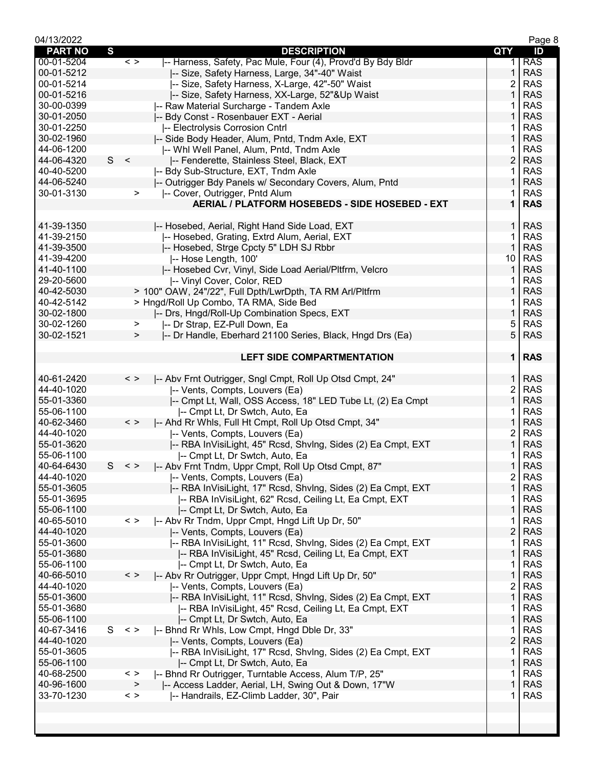| PART NO | S | | DESCRIPTION | QTY | ID |
|---|---|---|---|---|---|
| 00-01-5204 | | < > | \|-- Harness, Safety, Pac Mule, Four (4), Provd'd By Bdy Bldr | 1 | RAS |
| 00-01-5212 | | | \|-- Size, Safety Harness, Large, 34"-40" Waist | 1 | RAS |
| 00-01-5214 | | | \|-- Size, Safety Harness, X-Large, 42"-50" Waist | 2 | RAS |
| 00-01-5216 | | | \|-- Size, Safety Harness, XX-Large, 52"&Up Waist | 1 | RAS |
| 30-00-0399 | | | \|-- Raw Material Surcharge - Tandem Axle | 1 | RAS |
| 30-01-2050 | | | \|-- Bdy Const - Rosenbauer EXT - Aerial | 1 | RAS |
| 30-01-2250 | | | \|-- Electrolysis Corrosion Cntrl | 1 | RAS |
| 30-02-1960 | | | \|-- Side Body Header, Alum, Pntd, Tndm Axle, EXT | 1 | RAS |
| 44-06-1200 | | | \|-- Whl Well Panel, Alum, Pntd, Tndm Axle | 1 | RAS |
| 44-06-4320 | S | < | \|-- Fenderette, Stainless Steel, Black, EXT | 2 | RAS |
| 40-40-5200 | | | \|-- Bdy Sub-Structure, EXT, Tndm Axle | 1 | RAS |
| 44-06-5240 | | | \|-- Outrigger Bdy Panels w/ Secondary Covers, Alum, Pntd | 1 | RAS |
| 30-01-3130 | | > | \|-- Cover, Outrigger, Pntd Alum | 1 | RAS |
| | | | **AERIAL / PLATFORM HOSEBEDS - SIDE HOSEBED - EXT** | **1** | **RAS** |
| 41-39-1350 | | | \|-- Hosebed, Aerial, Right Hand Side Load, EXT | 1 | RAS |
| 41-39-2150 | | | \|-- Hosebed, Grating, Extrd Alum, Aerial, EXT | 1 | RAS |
| 41-39-3500 | | | \|-- Hosebed, Strge Cpcty 5" LDH SJ Rbbr | 1 | RAS |
| 41-39-4200 | | | \|-- Hose Length, 100' | 10 | RAS |
| 41-40-1100 | | | \|-- Hosebed Cvr, Vinyl, Side Load Aerial/Pltfrm, Velcro | 1 | RAS |
| 29-20-5600 | | | \|-- Vinyl Cover, Color, RED | 1 | RAS |
| 40-42-5030 | | | > 100" OAW, 24"/22", Full Dpth/LwrDpth, TA RM Arl/Pltfrm | 1 | RAS |
| 40-42-5142 | | | > Hngd/Roll Up Combo, TA RMA, Side Bed | 1 | RAS |
| 30-02-1800 | | | \|-- Drs, Hngd/Roll-Up Combination Specs, EXT | 1 | RAS |
| 30-02-1260 | | > | \|-- Dr Strap, EZ-Pull Down, Ea | 5 | RAS |
| 30-02-1521 | | > | \|-- Dr Handle, Eberhard 21100 Series, Black, Hngd Drs (Ea) | 5 | RAS |
| | | | **LEFT SIDE COMPARTMENTATION** | **1** | **RAS** |
| 40-61-2420 | | < > | \|-- Abv Frnt Outrigger, Sngl Cmpt, Roll Up Otsd Cmpt, 24" | 1 | RAS |
| 44-40-1020 | | | \|-- Vents, Compts, Louvers (Ea) | 2 | RAS |
| 55-01-3360 | | | \|-- Cmpt Lt, Wall, OSS Access, 18" LED Tube Lt, (2) Ea Cmpt | 1 | RAS |
| 55-06-1100 | | | \|-- Cmpt Lt, Dr Swtch, Auto, Ea | 1 | RAS |
| 40-62-3460 | | < > | \|-- Ahd Rr Whls, Full Ht Cmpt, Roll Up Otsd Cmpt, 34" | 1 | RAS |
| 44-40-1020 | | | \|-- Vents, Compts, Louvers (Ea) | 2 | RAS |
| 55-01-3620 | | | \|-- RBA InVisiLight, 45" Rcsd, Shvlng, Sides (2) Ea Cmpt, EXT | 1 | RAS |
| 55-06-1100 | | | \|-- Cmpt Lt, Dr Swtch, Auto, Ea | 1 | RAS |
| 40-64-6430 | S | < > | \|-- Abv Frnt Tndm, Uppr Cmpt, Roll Up Otsd Cmpt, 87" | 1 | RAS |
| 44-40-1020 | | | \|-- Vents, Compts, Louvers (Ea) | 2 | RAS |
| 55-01-3605 | | | \|-- RBA InVisiLight, 17" Rcsd, Shvlng, Sides (2) Ea Cmpt, EXT | 1 | RAS |
| 55-01-3695 | | | \|-- RBA InVisiLight, 62" Rcsd, Ceiling Lt, Ea Cmpt, EXT | 1 | RAS |
| 55-06-1100 | | | \|-- Cmpt Lt, Dr Swtch, Auto, Ea | 1 | RAS |
| 40-65-5010 | | < > | \|-- Abv Rr Tndm, Uppr Cmpt, Hngd Lift Up Dr, 50" | 1 | RAS |
| 44-40-1020 | | | \|-- Vents, Compts, Louvers (Ea) | 2 | RAS |
| 55-01-3600 | | | \|-- RBA InVisiLight, 11" Rcsd, Shvlng, Sides (2) Ea Cmpt, EXT | 1 | RAS |
| 55-01-3680 | | | \|-- RBA InVisiLight, 45" Rcsd, Ceiling Lt, Ea Cmpt, EXT | 1 | RAS |
| 55-06-1100 | | | \|-- Cmpt Lt, Dr Swtch, Auto, Ea | 1 | RAS |
| 40-66-5010 | | < > | \|-- Abv Rr Outrigger, Uppr Cmpt, Hngd Lift Up Dr, 50" | 1 | RAS |
| 44-40-1020 | | | \|-- Vents, Compts, Louvers (Ea) | 2 | RAS |
| 55-01-3600 | | | \|-- RBA InVisiLight, 11" Rcsd, Shvlng, Sides (2) Ea Cmpt, EXT | 1 | RAS |
| 55-01-3680 | | | \|-- RBA InVisiLight, 45" Rcsd, Ceiling Lt, Ea Cmpt, EXT | 1 | RAS |
| 55-06-1100 | | | \|-- Cmpt Lt, Dr Swtch, Auto, Ea | 1 | RAS |
| 40-67-3416 | S | < > | \|-- Bhnd Rr Whls, Low Cmpt, Hngd Dble Dr, 33" | 1 | RAS |
| 44-40-1020 | | | \|-- Vents, Compts, Louvers (Ea) | 2 | RAS |
| 55-01-3605 | | | \|-- RBA InVisiLight, 17" Rcsd, Shvlng, Sides (2) Ea Cmpt, EXT | 1 | RAS |
| 55-06-1100 | | | \|-- Cmpt Lt, Dr Swtch, Auto, Ea | 1 | RAS |
| 40-68-2500 | | < > | \|-- Bhnd Rr Outrigger, Turntable Access, Alum T/P, 25" | 1 | RAS |
| 40-96-1600 | | > | \|-- Access Ladder, Aerial, LH, Swing Out & Down, 17"W | 1 | RAS |
| 33-70-1230 | | < > | \|-- Handrails, EZ-Climb Ladder, 30", Pair | 1 | RAS |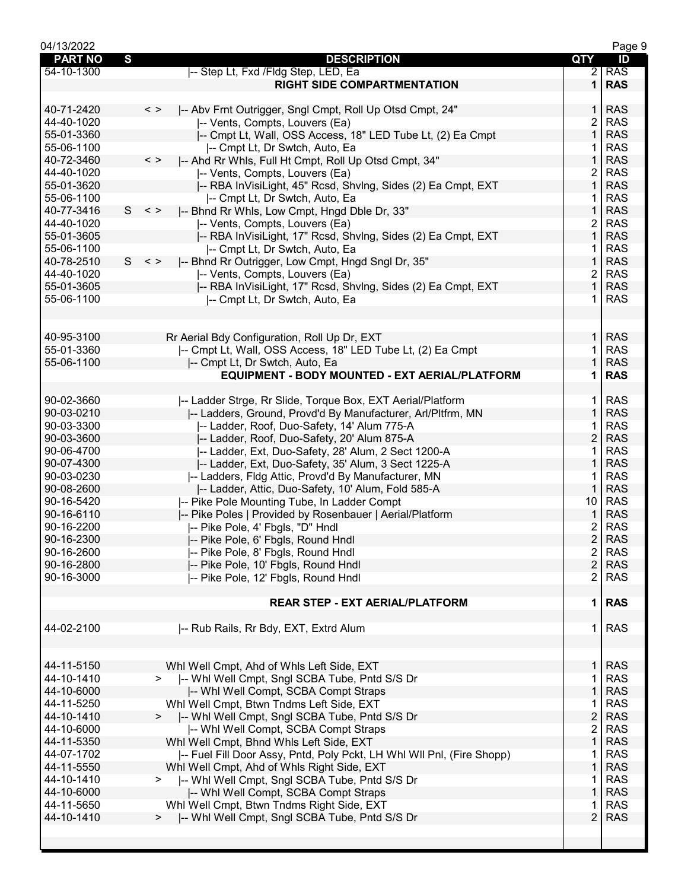| PART NO | S | DESCRIPTION | QTY | ID |
|---|---|---|---|---|
| 54-10-1300 | | \|-- Step Lt, Fxd /Fldg Step, LED, Ea | 2 | RAS |
| | | **RIGHT SIDE COMPARTMENTATION** | **1** | **RAS** |
| | | | | |
| 40-71-2420 | < > | \|-- Abv Frnt Outrigger, Sngl Cmpt, Roll Up Otsd Cmpt, 24" | 1 | RAS |
| 44-40-1020 | | \|-- Vents, Compts, Louvers (Ea) | 2 | RAS |
| 55-01-3360 | | \|-- Cmpt Lt, Wall, OSS Access, 18" LED Tube Lt, (2) Ea Cmpt | 1 | RAS |
| 55-06-1100 | | \|-- Cmpt Lt, Dr Swtch, Auto, Ea | 1 | RAS |
| 40-72-3460 | < > | \|-- Ahd Rr Whls, Full Ht Cmpt, Roll Up Otsd Cmpt, 34" | 1 | RAS |
| 44-40-1020 | | \|-- Vents, Compts, Louvers (Ea) | 2 | RAS |
| 55-01-3620 | | \|-- RBA InVisiLight, 45" Rcsd, Shvlng, Sides (2) Ea Cmpt, EXT | 1 | RAS |
| 55-06-1100 | | \|-- Cmpt Lt, Dr Swtch, Auto, Ea | 1 | RAS |
| 40-77-3416 | S < > | \|-- Bhnd Rr Whls, Low Cmpt, Hngd Dble Dr, 33" | 1 | RAS |
| 44-40-1020 | | \|-- Vents, Compts, Louvers (Ea) | 2 | RAS |
| 55-01-3605 | | \|-- RBA InVisiLight, 17" Rcsd, Shvlng, Sides (2) Ea Cmpt, EXT | 1 | RAS |
| 55-06-1100 | | \|-- Cmpt Lt, Dr Swtch, Auto, Ea | 1 | RAS |
| 40-78-2510 | S < > | \|-- Bhnd Rr Outrigger, Low Cmpt, Hngd Sngl Dr, 35" | 1 | RAS |
| 44-40-1020 | | \|-- Vents, Compts, Louvers (Ea) | 2 | RAS |
| 55-01-3605 | | \|-- RBA InVisiLight, 17" Rcsd, Shvlng, Sides (2) Ea Cmpt, EXT | 1 | RAS |
| 55-06-1100 | | \|-- Cmpt Lt, Dr Swtch, Auto, Ea | 1 | RAS |
| | | | | |
| 40-95-3100 | | Rr Aerial Bdy Configuration, Roll Up Dr, EXT | 1 | RAS |
| 55-01-3360 | | \|-- Cmpt Lt, Wall, OSS Access, 18" LED Tube Lt, (2) Ea Cmpt | 1 | RAS |
| 55-06-1100 | | \|-- Cmpt Lt, Dr Swtch, Auto, Ea | 1 | RAS |
| | | **EQUIPMENT - BODY MOUNTED - EXT AERIAL/PLATFORM** | **1** | **RAS** |
| | | | | |
| 90-02-3660 | | \|-- Ladder Strge, Rr Slide, Torque Box, EXT Aerial/Platform | 1 | RAS |
| 90-03-0210 | | \|-- Ladders, Ground, Provd'd By Manufacturer, Arl/Pltfrm, MN | 1 | RAS |
| 90-03-3300 | | \|-- Ladder, Roof, Duo-Safety, 14' Alum 775-A | 1 | RAS |
| 90-03-3600 | | \|-- Ladder, Roof, Duo-Safety, 20' Alum 875-A | 2 | RAS |
| 90-06-4700 | | \|-- Ladder, Ext, Duo-Safety, 28' Alum, 2 Sect 1200-A | 1 | RAS |
| 90-07-4300 | | \|-- Ladder, Ext, Duo-Safety, 35' Alum, 3 Sect 1225-A | 1 | RAS |
| 90-03-0230 | | \|-- Ladders, Fldg Attic, Provd'd By Manufacturer, MN | 1 | RAS |
| 90-08-2600 | | \|-- Ladder, Attic, Duo-Safety, 10' Alum, Fold 585-A | 1 | RAS |
| 90-16-5420 | | \|-- Pike Pole Mounting Tube, In Ladder Compt | 10 | RAS |
| 90-16-6110 | | \|-- Pike Poles \| Provided by Rosenbauer \| Aerial/Platform | 1 | RAS |
| 90-16-2200 | | \|-- Pike Pole, 4' Fbgls, "D" Hndl | 2 | RAS |
| 90-16-2300 | | \|-- Pike Pole, 6' Fbgls, Round Hndl | 2 | RAS |
| 90-16-2600 | | \|-- Pike Pole, 8' Fbgls, Round Hndl | 2 | RAS |
| 90-16-2800 | | \|-- Pike Pole, 10' Fbgls, Round Hndl | 2 | RAS |
| 90-16-3000 | | \|-- Pike Pole, 12' Fbgls, Round Hndl | 2 | RAS |
| | | | | |
| | | **REAR STEP - EXT AERIAL/PLATFORM** | **1** | **RAS** |
| | | | | |
| 44-02-2100 | | \|-- Rub Rails, Rr Bdy, EXT, Extrd Alum | 1 | RAS |
| | | | | |
| 44-11-5150 | | Whl Well Cmpt, Ahd of Whls Left Side, EXT | 1 | RAS |
| 44-10-1410 | > | \|-- Whl Well Cmpt, Sngl SCBA Tube, Pntd S/S Dr | 1 | RAS |
| 44-10-6000 | | \|-- Whl Well Compt, SCBA Compt Straps | 1 | RAS |
| 44-11-5250 | | Whl Well Cmpt, Btwn Tndms Left Side, EXT | 1 | RAS |
| 44-10-1410 | > | \|-- Whl Well Cmpt, Sngl SCBA Tube, Pntd S/S Dr | 2 | RAS |
| 44-10-6000 | | \|-- Whl Well Compt, SCBA Compt Straps | 2 | RAS |
| 44-11-5350 | | Whl Well Cmpt, Bhnd Whls Left Side, EXT | 1 | RAS |
| 44-07-1702 | | \|-- Fuel Fill Door Assy, Pntd, Poly Pckt, LH Whl Wll Pnl, (Fire Shopp) | 1 | RAS |
| 44-11-5550 | | Whl Well Cmpt, Ahd of Whls Right Side, EXT | 1 | RAS |
| 44-10-1410 | > | \|-- Whl Well Cmpt, Sngl SCBA Tube, Pntd S/S Dr | 1 | RAS |
| 44-10-6000 | | \|-- Whl Well Compt, SCBA Compt Straps | 1 | RAS |
| 44-11-5650 | | Whl Well Cmpt, Btwn Tndms Right Side, EXT | 1 | RAS |
| 44-10-1410 | > | \|-- Whl Well Cmpt, Sngl SCBA Tube, Pntd S/S Dr | 2 | RAS |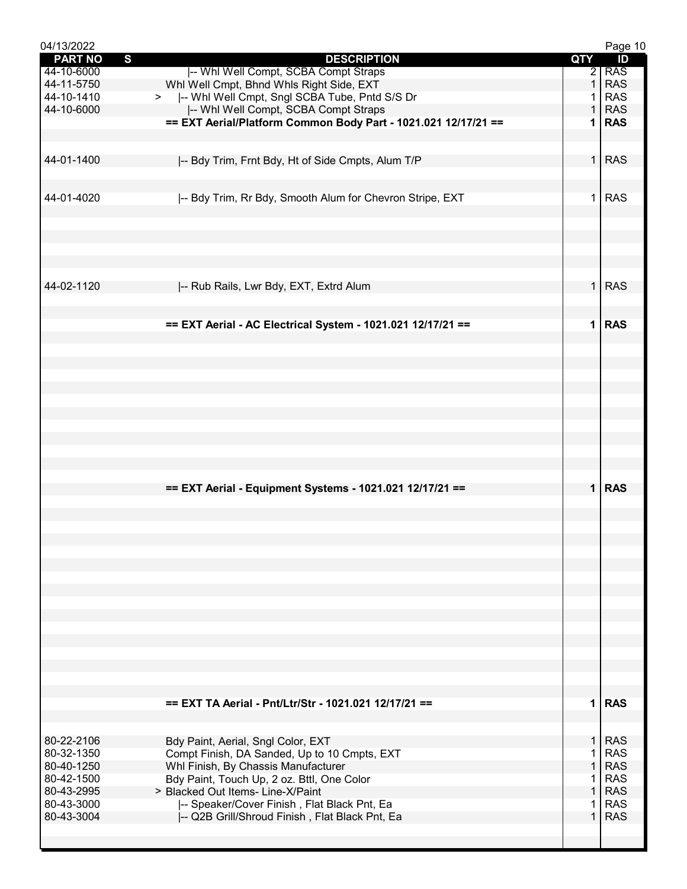| PART NO | S | DESCRIPTION | QTY | ID |
|---|---|---|---|---|
| 44-10-6000 | | \|-- Whl Well Compt, SCBA Compt Straps | 2 | RAS |
| 44-11-5750 | | Whl Well Cmpt, Bhnd Whls Right Side, EXT | 1 | RAS |
| 44-10-1410 | > | \|-- Whl Well Cmpt, Sngl SCBA Tube, Pntd S/S Dr | 1 | RAS |
| 44-10-6000 | | \|-- Whl Well Compt, SCBA Compt Straps | 1 | RAS |
| | | **== EXT Aerial/Platform Common Body Part - 1021.021 12/17/21 ==** | **1** | **RAS** |
| 44-01-1400 | | \|-- Bdy Trim, Frnt Bdy, Ht of Side Cmpts, Alum T/P | 1 | RAS |
| 44-01-4020 | | \|-- Bdy Trim, Rr Bdy, Smooth Alum for Chevron Stripe, EXT | 1 | RAS |
| 44-02-1120 | | \|-- Rub Rails, Lwr Bdy, EXT, Extrd Alum | 1 | RAS |
| | | **== EXT Aerial - AC Electrical System - 1021.021 12/17/21 ==** | **1** | **RAS** |
| | | **== EXT Aerial - Equipment Systems - 1021.021 12/17/21 ==** | **1** | **RAS** |
| | | **== EXT TA Aerial - Pnt/Ltr/Str - 1021.021 12/17/21 ==** | **1** | **RAS** |
| 80-22-2106 | | Bdy Paint, Aerial, Sngl Color, EXT | 1 | RAS |
| 80-32-1350 | | Compt Finish, DA Sanded, Up to 10 Cmpts, EXT | 1 | RAS |
| 80-40-1250 | | Whl Finish, By Chassis Manufacturer | 1 | RAS |
| 80-42-1500 | | Bdy Paint, Touch Up, 2 oz. Bttl, One Color | 1 | RAS |
| 80-43-2995 | | > Blacked Out Items- Line-X/Paint | 1 | RAS |
| 80-43-3000 | | \|-- Speaker/Cover Finish , Flat Black Pnt, Ea | 1 | RAS |
| 80-43-3004 | | \|-- Q2B Grill/Shroud Finish , Flat Black Pnt, Ea | 1 | RAS |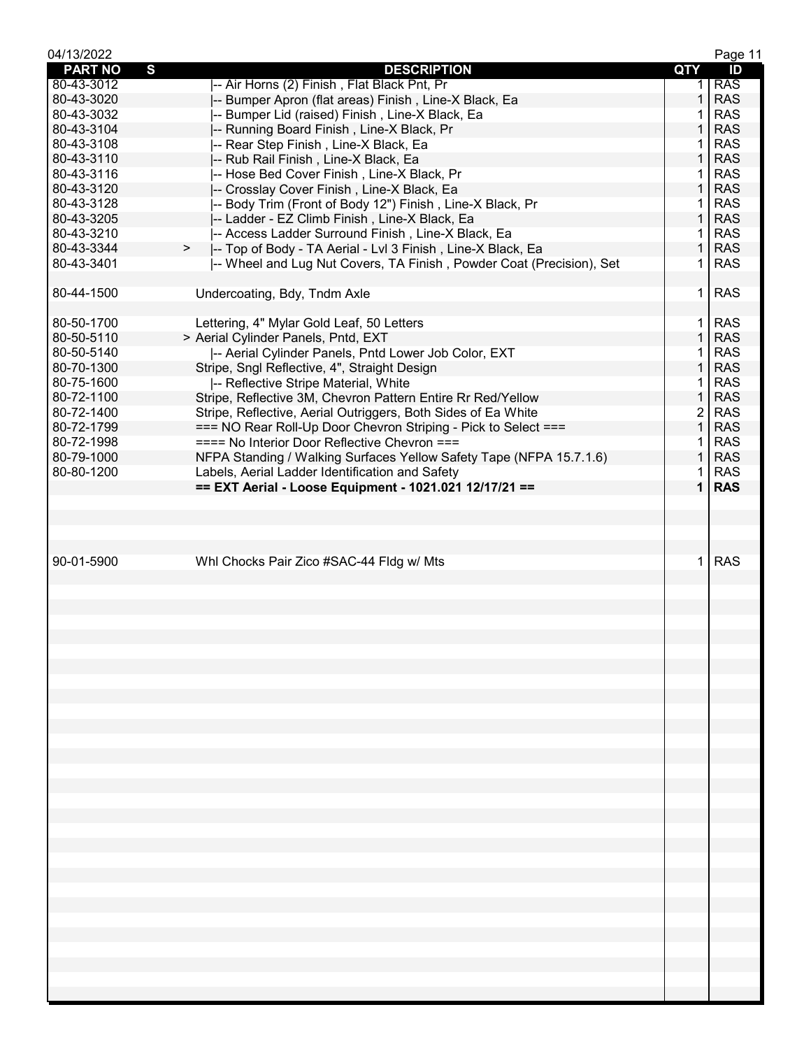| PART NO | S | DESCRIPTION | QTY | ID |
|---|---|---|---|---|
| 80-43-3012 | | \|-- Air Horns (2) Finish , Flat Black Pnt, Pr | 1 | RAS |
| 80-43-3020 | | \|-- Bumper Apron (flat areas) Finish , Line-X Black, Ea | 1 | RAS |
| 80-43-3032 | | \|-- Bumper Lid (raised) Finish , Line-X Black, Ea | 1 | RAS |
| 80-43-3104 | | \|-- Running Board Finish , Line-X Black, Pr | 1 | RAS |
| 80-43-3108 | | \|-- Rear Step Finish , Line-X Black, Ea | 1 | RAS |
| 80-43-3110 | | \|-- Rub Rail Finish , Line-X Black, Ea | 1 | RAS |
| 80-43-3116 | | \|-- Hose Bed Cover Finish , Line-X Black, Pr | 1 | RAS |
| 80-43-3120 | | \|-- Crosslay Cover Finish , Line-X Black, Ea | 1 | RAS |
| 80-43-3128 | | \|-- Body Trim (Front of Body 12") Finish , Line-X Black, Pr | 1 | RAS |
| 80-43-3205 | | \|-- Ladder - EZ Climb Finish , Line-X Black, Ea | 1 | RAS |
| 80-43-3210 | | \|-- Access Ladder Surround Finish , Line-X Black, Ea | 1 | RAS |
| 80-43-3344 | > | \|-- Top of Body - TA Aerial - Lvl 3 Finish , Line-X Black, Ea | 1 | RAS |
| 80-43-3401 | | \|-- Wheel and Lug Nut Covers, TA Finish , Powder Coat (Precision), Set | 1 | RAS |
| | | | | |
| 80-44-1500 | | Undercoating, Bdy, Tndm Axle | 1 | RAS |
| | | | | |
| 80-50-1700 | | Lettering, 4" Mylar Gold Leaf, 50 Letters | 1 | RAS |
| 80-50-5110 | | > Aerial Cylinder Panels, Pntd, EXT | 1 | RAS |
| 80-50-5140 | | \|-- Aerial Cylinder Panels, Pntd Lower Job Color, EXT | 1 | RAS |
| 80-70-1300 | | Stripe, Sngl Reflective, 4", Straight Design | 1 | RAS |
| 80-75-1600 | | \|-- Reflective Stripe Material, White | 1 | RAS |
| 80-72-1100 | | Stripe, Reflective 3M, Chevron Pattern Entire Rr Red/Yellow | 1 | RAS |
| 80-72-1400 | | Stripe, Reflective, Aerial Outriggers, Both Sides of Ea White | 2 | RAS |
| 80-72-1799 | | === NO Rear Roll-Up Door Chevron Striping - Pick to Select === | 1 | RAS |
| 80-72-1998 | | ==== No Interior Door Reflective Chevron === | 1 | RAS |
| 80-79-1000 | | NFPA Standing / Walking Surfaces Yellow Safety Tape (NFPA 15.7.1.6) | 1 | RAS |
| 80-80-1200 | | Labels, Aerial Ladder Identification and Safety | 1 | RAS |
| | | **== EXT Aerial - Loose Equipment - 1021.021 12/17/21 ==** | **1** | **RAS** |
| | | | | |
| 90-01-5900 | | Whl Chocks Pair Zico #SAC-44 Fldg w/ Mts | 1 | RAS |